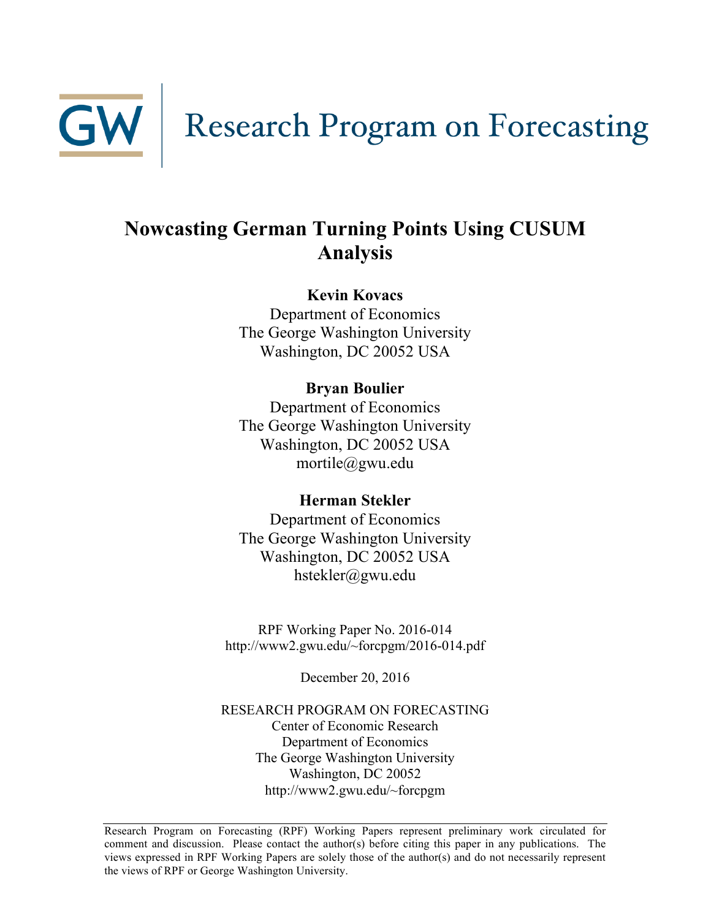GW | Research Program on Forecasting

# Nowcasting German Turning Points Using CUSUM Analysis

**Kevin Kovacs**
Department of Economics
The George Washington University
Washington, DC 20052 USA

**Bryan Boulier**
Department of Economics
The George Washington University
Washington, DC 20052 USA
mortile@gwu.edu

**Herman Stekler**
Department of Economics
The George Washington University
Washington, DC 20052 USA
hstekler@gwu.edu

RPF Working Paper No. 2016-014
http://www2.gwu.edu/~forcpgm/2016-014.pdf

December 20, 2016

RESEARCH PROGRAM ON FORECASTING
Center of Economic Research
Department of Economics
The George Washington University
Washington, DC 20052
http://www2.gwu.edu/~forcpgm

Research Program on Forecasting (RPF) Working Papers represent preliminary work circulated for comment and discussion. Please contact the author(s) before citing this paper in any publications. The views expressed in RPF Working Papers are solely those of the author(s) and do not necessarily represent the views of RPF or George Washington University.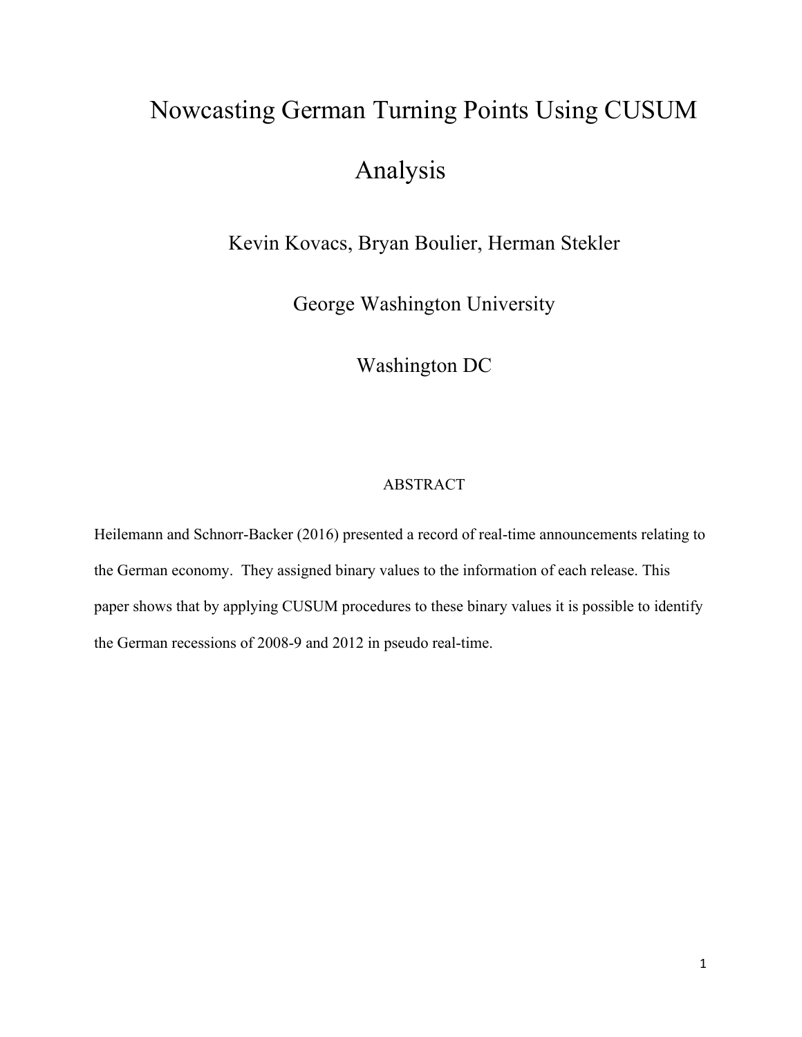# Nowcasting German Turning Points Using CUSUM Analysis

Kevin Kovacs, Bryan Boulier, Herman Stekler

George Washington University

Washington DC

## ABSTRACT

Heilemann and Schnorr-Backer (2016) presented a record of real-time announcements relating to the German economy. They assigned binary values to the information of each release. This paper shows that by applying CUSUM procedures to these binary values it is possible to identify the German recessions of 2008-9 and 2012 in pseudo real-time.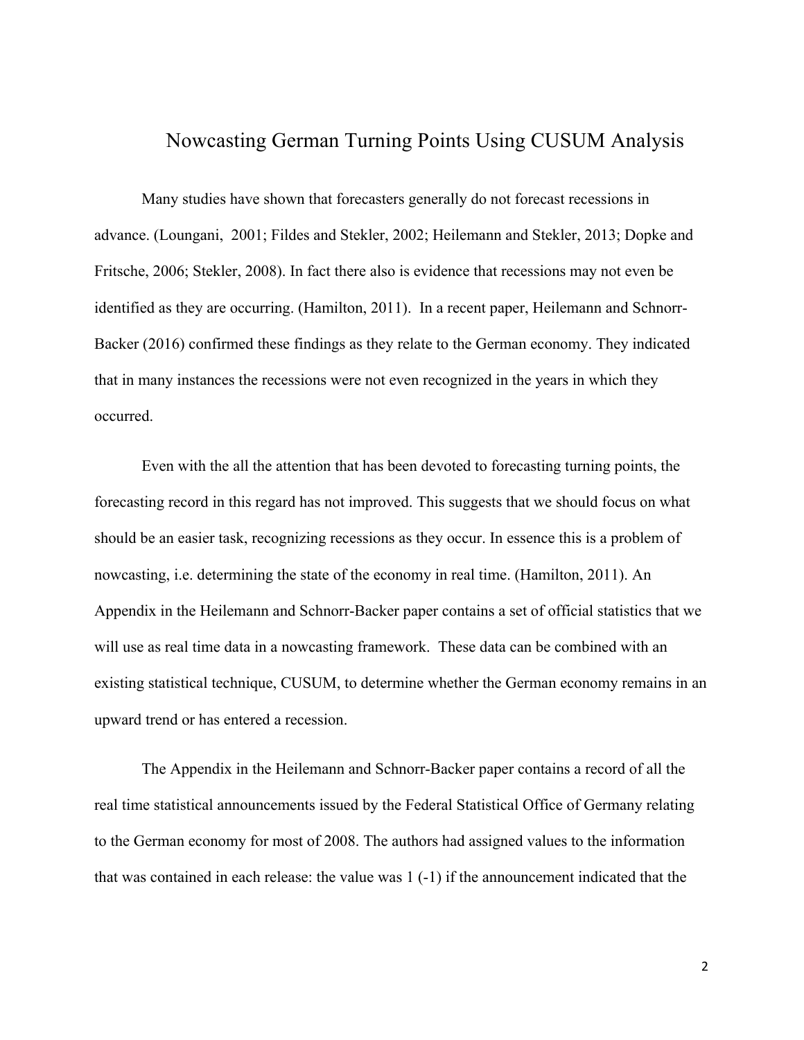# Nowcasting German Turning Points Using CUSUM Analysis

Many studies have shown that forecasters generally do not forecast recessions in advance. (Loungani, 2001; Fildes and Stekler, 2002; Heilemann and Stekler, 2013; Dopke and Fritsche, 2006; Stekler, 2008). In fact there also is evidence that recessions may not even be identified as they are occurring. (Hamilton, 2011). In a recent paper, Heilemann and Schnorr-Backer (2016) confirmed these findings as they relate to the German economy. They indicated that in many instances the recessions were not even recognized in the years in which they occurred.

Even with the all the attention that has been devoted to forecasting turning points, the forecasting record in this regard has not improved. This suggests that we should focus on what should be an easier task, recognizing recessions as they occur. In essence this is a problem of nowcasting, i.e. determining the state of the economy in real time. (Hamilton, 2011). An Appendix in the Heilemann and Schnorr-Backer paper contains a set of official statistics that we will use as real time data in a nowcasting framework. These data can be combined with an existing statistical technique, CUSUM, to determine whether the German economy remains in an upward trend or has entered a recession.

The Appendix in the Heilemann and Schnorr-Backer paper contains a record of all the real time statistical announcements issued by the Federal Statistical Office of Germany relating to the German economy for most of 2008. The authors had assigned values to the information that was contained in each release: the value was 1 (-1) if the announcement indicated that the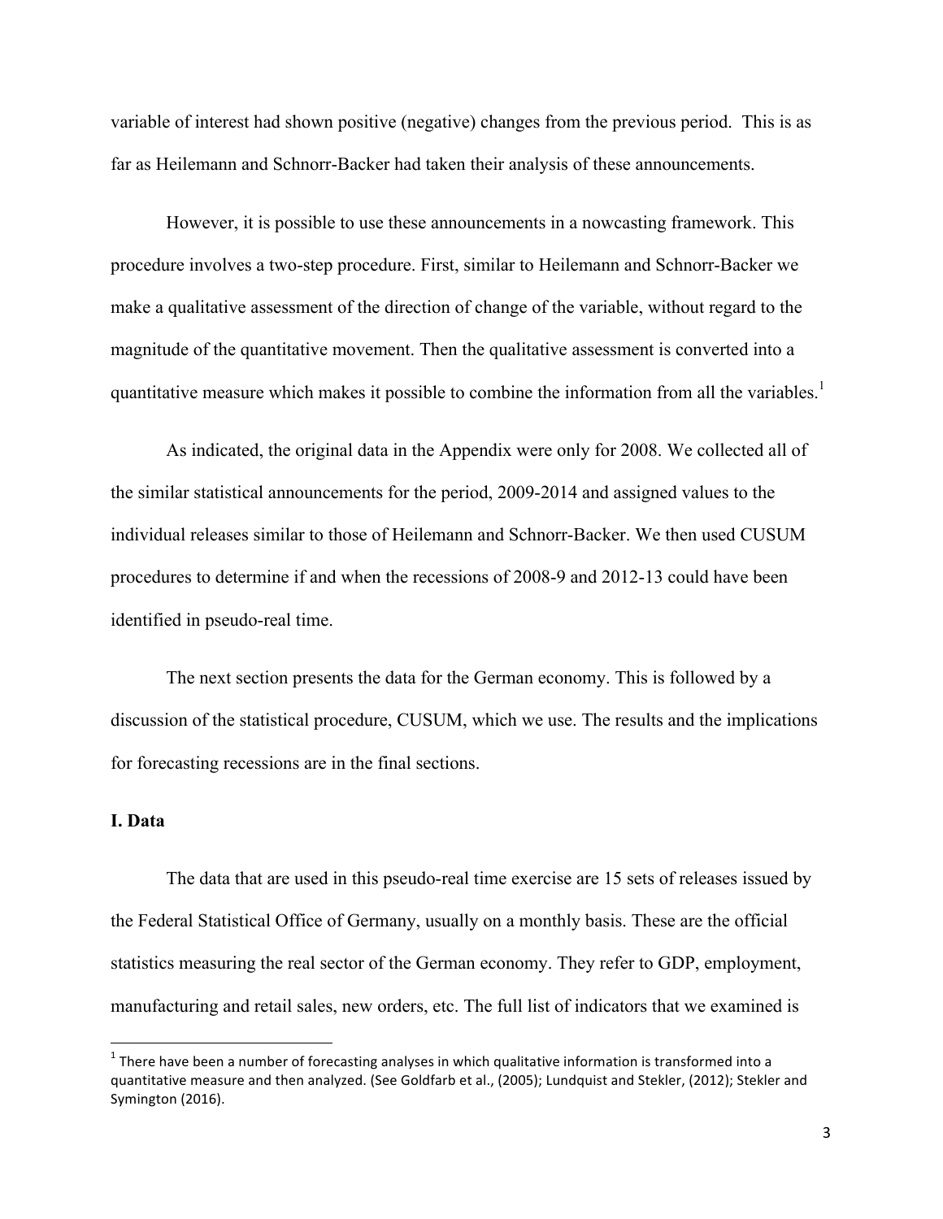variable of interest had shown positive (negative) changes from the previous period. This is as far as Heilemann and Schnorr-Backer had taken their analysis of these announcements.

However, it is possible to use these announcements in a nowcasting framework. This procedure involves a two-step procedure. First, similar to Heilemann and Schnorr-Backer we make a qualitative assessment of the direction of change of the variable, without regard to the magnitude of the quantitative movement. Then the qualitative assessment is converted into a quantitative measure which makes it possible to combine the information from all the variables.[1]

As indicated, the original data in the Appendix were only for 2008. We collected all of the similar statistical announcements for the period, 2009-2014 and assigned values to the individual releases similar to those of Heilemann and Schnorr-Backer. We then used CUSUM procedures to determine if and when the recessions of 2008-9 and 2012-13 could have been identified in pseudo-real time.

The next section presents the data for the German economy. This is followed by a discussion of the statistical procedure, CUSUM, which we use. The results and the implications for forecasting recessions are in the final sections.

## I. Data

The data that are used in this pseudo-real time exercise are 15 sets of releases issued by the Federal Statistical Office of Germany, usually on a monthly basis. These are the official statistics measuring the real sector of the German economy. They refer to GDP, employment, manufacturing and retail sales, new orders, etc. The full list of indicators that we examined is

---

[1] There have been a number of forecasting analyses in which qualitative information is transformed into a quantitative measure and then analyzed. (See Goldfarb et al., (2005); Lundquist and Stekler, (2012); Stekler and Symington (2016).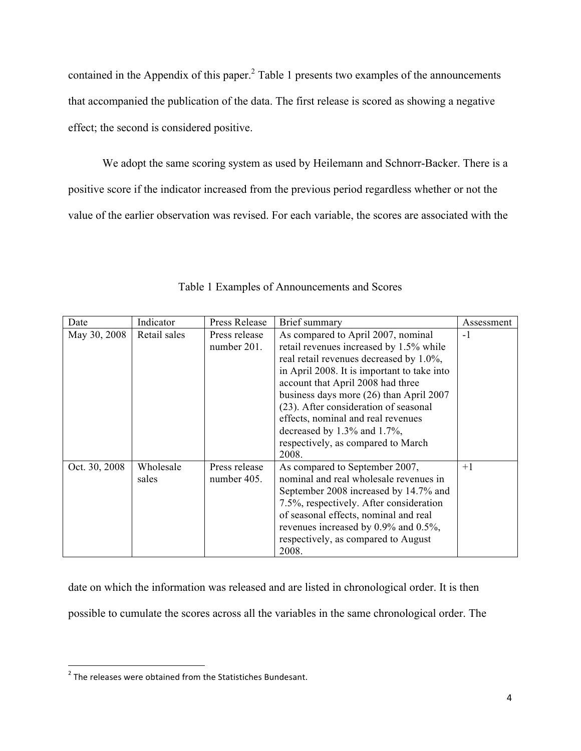contained in the Appendix of this paper.[2] Table 1 presents two examples of the announcements that accompanied the publication of the data. The first release is scored as showing a negative effect; the second is considered positive.

We adopt the same scoring system as used by Heilemann and Schnorr-Backer. There is a positive score if the indicator increased from the previous period regardless whether or not the value of the earlier observation was revised. For each variable, the scores are associated with the date on which the information was released and are listed in chronological order. It is then possible to cumulate the scores across all the variables in the same chronological order. The

Table 1 Examples of Announcements and Scores

| Date | Indicator | Press Release | Brief summary | Assessment |
|---|---|---|---|---|
| May 30, 2008 | Retail sales | Press release number 201. | As compared to April 2007, nominal retail revenues increased by 1.5% while real retail revenues decreased by 1.0%, in April 2008. It is important to take into account that April 2008 had three business days more (26) than April 2007 (23). After consideration of seasonal effects, nominal and real revenues decreased by 1.3% and 1.7%, respectively, as compared to March 2008. | -1 |
| Oct. 30, 2008 | Wholesale sales | Press release number 405. | As compared to September 2007, nominal and real wholesale revenues in September 2008 increased by 14.7% and 7.5%, respectively. After consideration of seasonal effects, nominal and real revenues increased by 0.9% and 0.5%, respectively, as compared to August 2008. | +1 |

[2] The releases were obtained from the Statistiches Bundesant.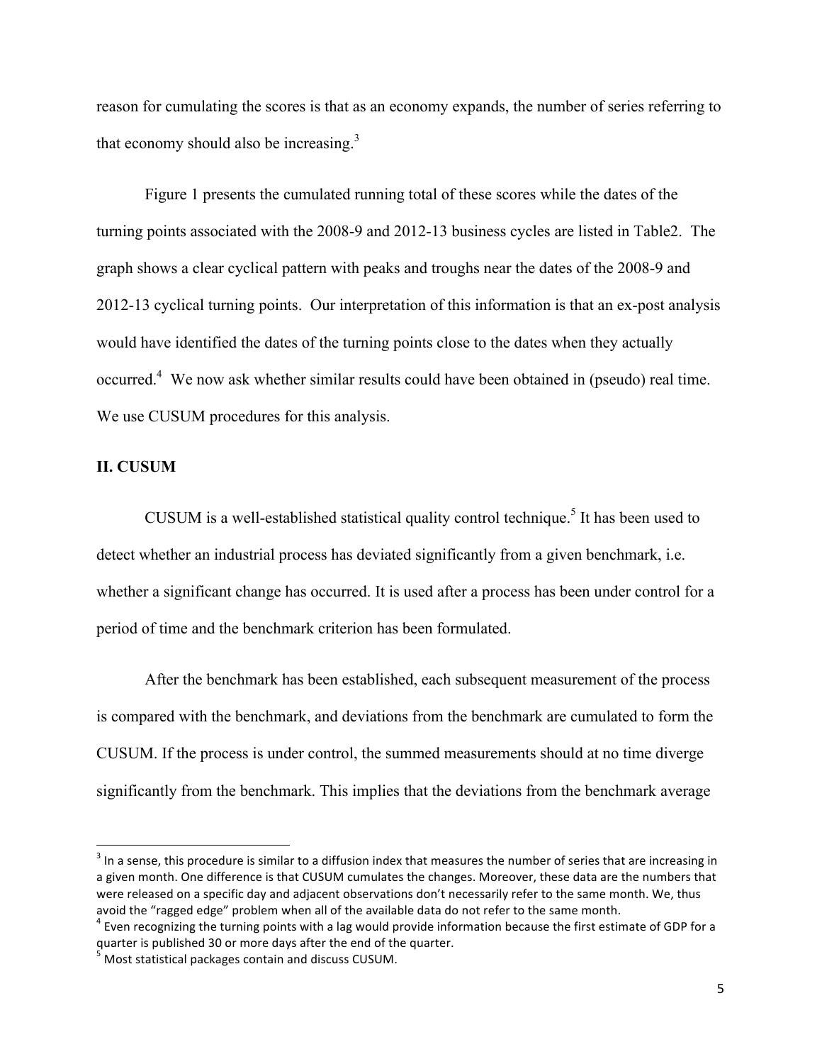reason for cumulating the scores is that as an economy expands, the number of series referring to that economy should also be increasing.[3]

Figure 1 presents the cumulated running total of these scores while the dates of the turning points associated with the 2008-9 and 2012-13 business cycles are listed in Table2. The graph shows a clear cyclical pattern with peaks and troughs near the dates of the 2008-9 and 2012-13 cyclical turning points. Our interpretation of this information is that an ex-post analysis would have identified the dates of the turning points close to the dates when they actually occurred.[4] We now ask whether similar results could have been obtained in (pseudo) real time. We use CUSUM procedures for this analysis.

## II. CUSUM

CUSUM is a well-established statistical quality control technique.[5] It has been used to detect whether an industrial process has deviated significantly from a given benchmark, i.e. whether a significant change has occurred. It is used after a process has been under control for a period of time and the benchmark criterion has been formulated.

After the benchmark has been established, each subsequent measurement of the process is compared with the benchmark, and deviations from the benchmark are cumulated to form the CUSUM. If the process is under control, the summed measurements should at no time diverge significantly from the benchmark. This implies that the deviations from the benchmark average

---

[3] In a sense, this procedure is similar to a diffusion index that measures the number of series that are increasing in a given month. One difference is that CUSUM cumulates the changes. Moreover, these data are the numbers that were released on a specific day and adjacent observations don't necessarily refer to the same month. We, thus avoid the "ragged edge" problem when all of the available data do not refer to the same month.

[4] Even recognizing the turning points with a lag would provide information because the first estimate of GDP for a quarter is published 30 or more days after the end of the quarter.

[5] Most statistical packages contain and discuss CUSUM.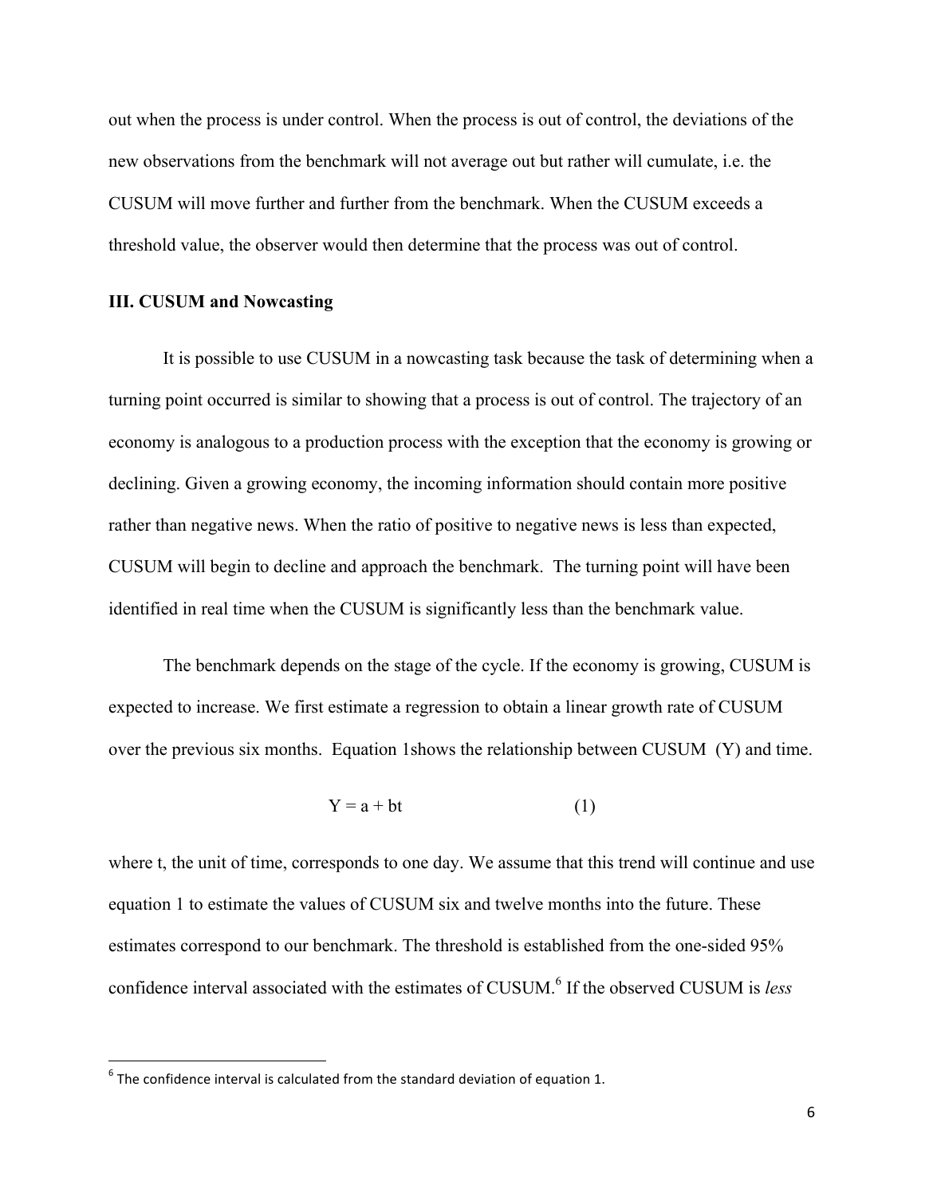out when the process is under control. When the process is out of control, the deviations of the new observations from the benchmark will not average out but rather will cumulate, i.e. the CUSUM will move further and further from the benchmark. When the CUSUM exceeds a threshold value, the observer would then determine that the process was out of control.

### III. CUSUM and Nowcasting

It is possible to use CUSUM in a nowcasting task because the task of determining when a turning point occurred is similar to showing that a process is out of control. The trajectory of an economy is analogous to a production process with the exception that the economy is growing or declining. Given a growing economy, the incoming information should contain more positive rather than negative news. When the ratio of positive to negative news is less than expected, CUSUM will begin to decline and approach the benchmark. The turning point will have been identified in real time when the CUSUM is significantly less than the benchmark value.

The benchmark depends on the stage of the cycle. If the economy is growing, CUSUM is expected to increase. We first estimate a regression to obtain a linear growth rate of CUSUM over the previous six months. Equation 1shows the relationship between CUSUM (Y) and time.

$$Y = a + bt \qquad (1)$$

where t, the unit of time, corresponds to one day. We assume that this trend will continue and use equation 1 to estimate the values of CUSUM six and twelve months into the future. These estimates correspond to our benchmark. The threshold is established from the one-sided 95% confidence interval associated with the estimates of CUSUM.[6] If the observed CUSUM is *less*

[6] The confidence interval is calculated from the standard deviation of equation 1.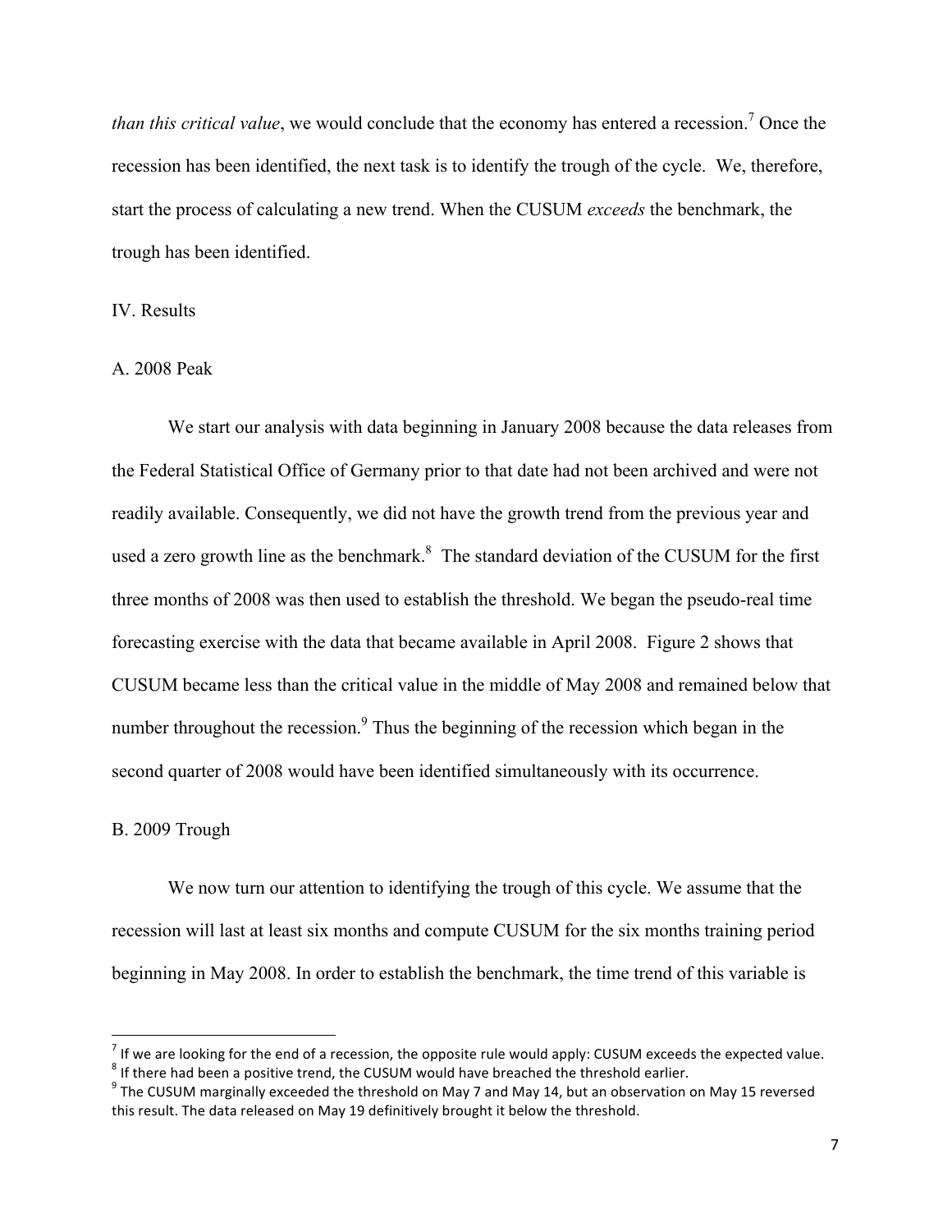*than this critical value*, we would conclude that the economy has entered a recession.[7] Once the recession has been identified, the next task is to identify the trough of the cycle. We, therefore, start the process of calculating a new trend. When the CUSUM *exceeds* the benchmark, the trough has been identified.

## IV. Results

### A. 2008 Peak

We start our analysis with data beginning in January 2008 because the data releases from the Federal Statistical Office of Germany prior to that date had not been archived and were not readily available. Consequently, we did not have the growth trend from the previous year and used a zero growth line as the benchmark.[8] The standard deviation of the CUSUM for the first three months of 2008 was then used to establish the threshold. We began the pseudo-real time forecasting exercise with the data that became available in April 2008. Figure 2 shows that CUSUM became less than the critical value in the middle of May 2008 and remained below that number throughout the recession.[9] Thus the beginning of the recession which began in the second quarter of 2008 would have been identified simultaneously with its occurrence.

### B. 2009 Trough

We now turn our attention to identifying the trough of this cycle. We assume that the recession will last at least six months and compute CUSUM for the six months training period beginning in May 2008. In order to establish the benchmark, the time trend of this variable is

---

[7] If we are looking for the end of a recession, the opposite rule would apply: CUSUM exceeds the expected value.

[8] If there had been a positive trend, the CUSUM would have breached the threshold earlier.

[9] The CUSUM marginally exceeded the threshold on May 7 and May 14, but an observation on May 15 reversed this result. The data released on May 19 definitively brought it below the threshold.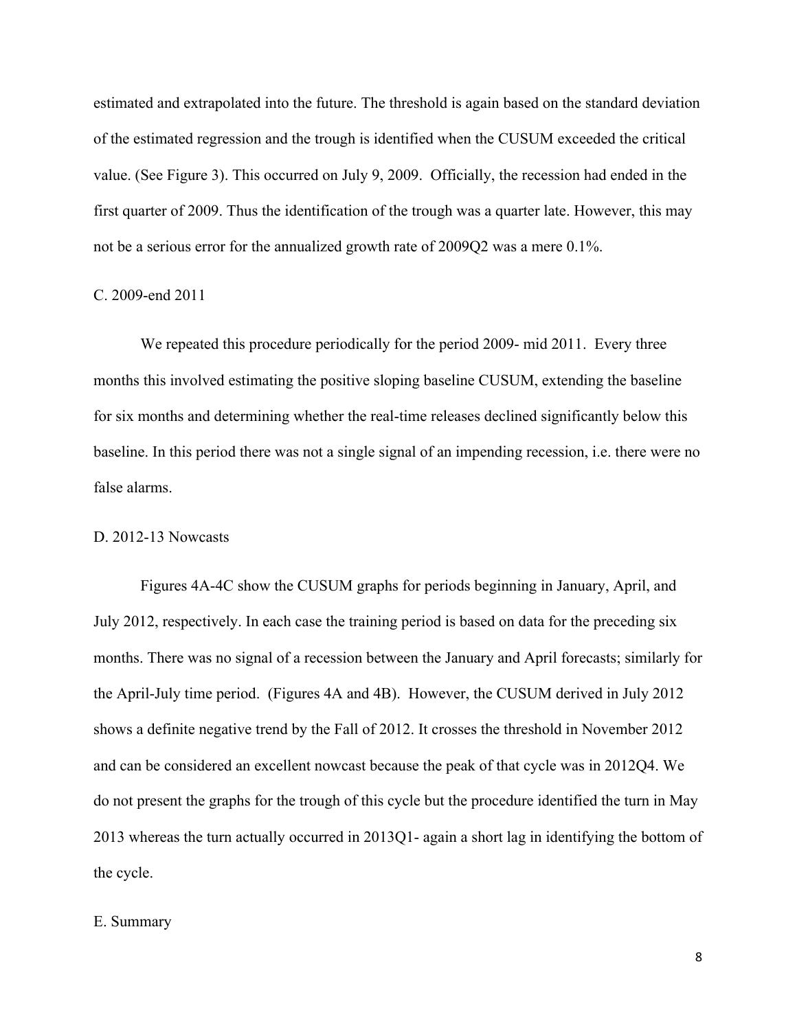estimated and extrapolated into the future. The threshold is again based on the standard deviation of the estimated regression and the trough is identified when the CUSUM exceeded the critical value. (See Figure 3). This occurred on July 9, 2009. Officially, the recession had ended in the first quarter of 2009. Thus the identification of the trough was a quarter late. However, this may not be a serious error for the annualized growth rate of 2009Q2 was a mere 0.1%.

C. 2009-end 2011

We repeated this procedure periodically for the period 2009- mid 2011. Every three months this involved estimating the positive sloping baseline CUSUM, extending the baseline for six months and determining whether the real-time releases declined significantly below this baseline. In this period there was not a single signal of an impending recession, i.e. there were no false alarms.

D. 2012-13 Nowcasts

Figures 4A-4C show the CUSUM graphs for periods beginning in January, April, and July 2012, respectively. In each case the training period is based on data for the preceding six months. There was no signal of a recession between the January and April forecasts; similarly for the April-July time period. (Figures 4A and 4B). However, the CUSUM derived in July 2012 shows a definite negative trend by the Fall of 2012. It crosses the threshold in November 2012 and can be considered an excellent nowcast because the peak of that cycle was in 2012Q4. We do not present the graphs for the trough of this cycle but the procedure identified the turn in May 2013 whereas the turn actually occurred in 2013Q1- again a short lag in identifying the bottom of the cycle.

E. Summary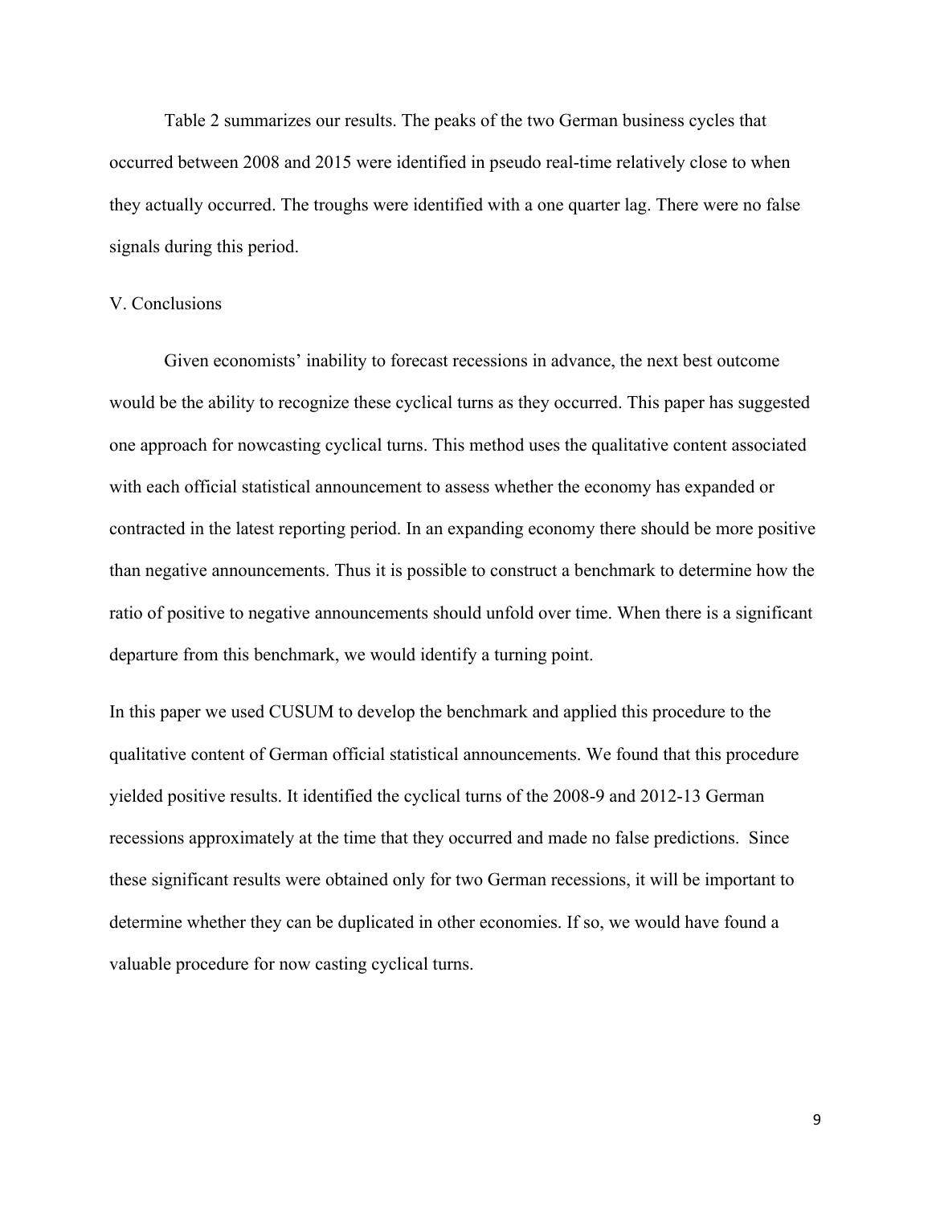Table 2 summarizes our results. The peaks of the two German business cycles that occurred between 2008 and 2015 were identified in pseudo real-time relatively close to when they actually occurred. The troughs were identified with a one quarter lag. There were no false signals during this period.

## V. Conclusions

Given economists' inability to forecast recessions in advance, the next best outcome would be the ability to recognize these cyclical turns as they occurred. This paper has suggested one approach for nowcasting cyclical turns. This method uses the qualitative content associated with each official statistical announcement to assess whether the economy has expanded or contracted in the latest reporting period. In an expanding economy there should be more positive than negative announcements. Thus it is possible to construct a benchmark to determine how the ratio of positive to negative announcements should unfold over time. When there is a significant departure from this benchmark, we would identify a turning point.

In this paper we used CUSUM to develop the benchmark and applied this procedure to the qualitative content of German official statistical announcements. We found that this procedure yielded positive results. It identified the cyclical turns of the 2008-9 and 2012-13 German recessions approximately at the time that they occurred and made no false predictions. Since these significant results were obtained only for two German recessions, it will be important to determine whether they can be duplicated in other economies. If so, we would have found a valuable procedure for now casting cyclical turns.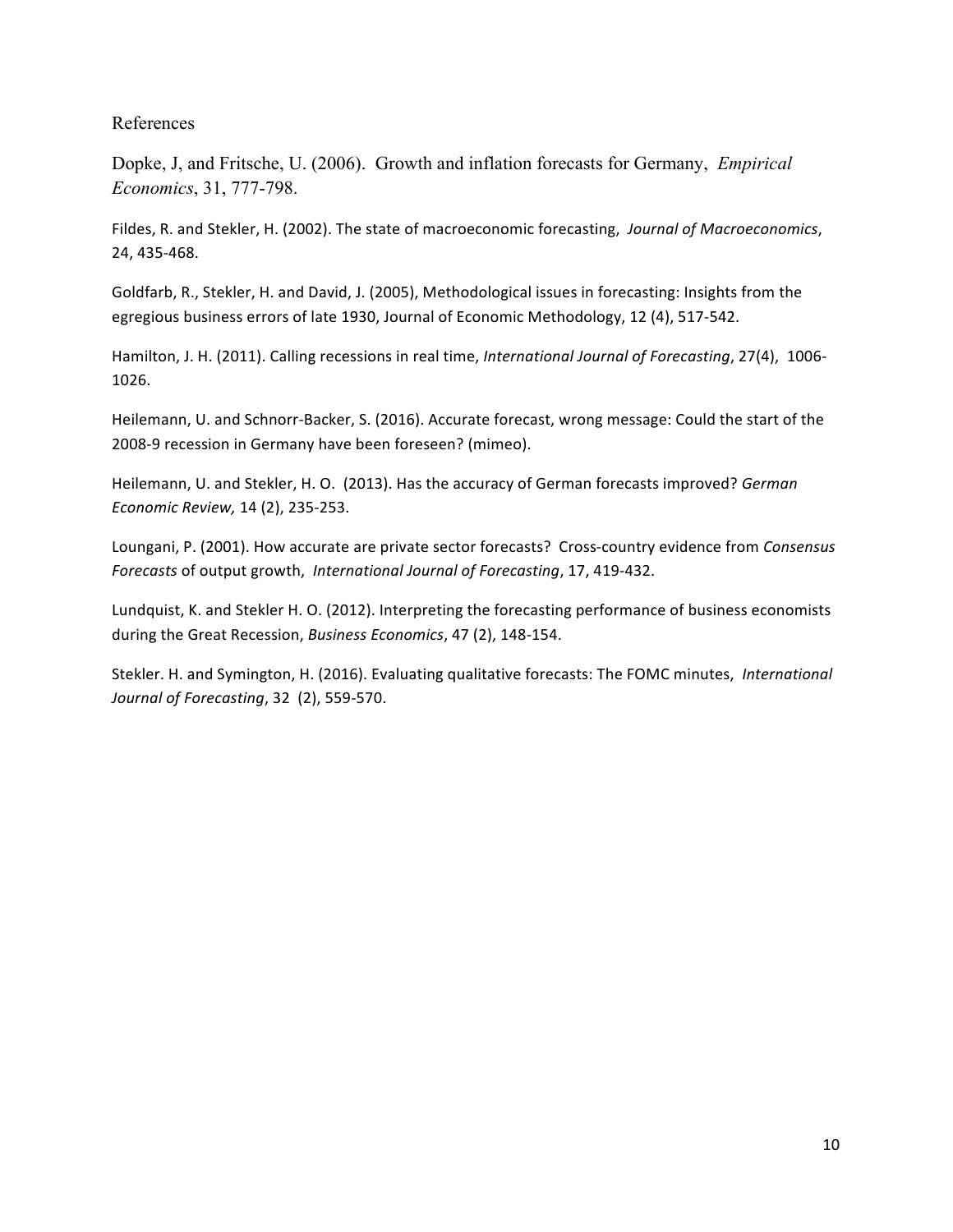## References

Dopke, J, and Fritsche, U. (2006). Growth and inflation forecasts for Germany, *Empirical Economics*, 31, 777-798.

Fildes, R. and Stekler, H. (2002). The state of macroeconomic forecasting, *Journal of Macroeconomics*, 24, 435-468.

Goldfarb, R., Stekler, H. and David, J. (2005), Methodological issues in forecasting: Insights from the egregious business errors of late 1930, Journal of Economic Methodology, 12 (4), 517-542.

Hamilton, J. H. (2011). Calling recessions in real time, *International Journal of Forecasting*, 27(4), 1006-1026.

Heilemann, U. and Schnorr-Backer, S. (2016). Accurate forecast, wrong message: Could the start of the 2008-9 recession in Germany have been foreseen? (mimeo).

Heilemann, U. and Stekler, H. O. (2013). Has the accuracy of German forecasts improved? *German Economic Review,* 14 (2), 235-253.

Loungani, P. (2001). How accurate are private sector forecasts? Cross-country evidence from *Consensus Forecasts* of output growth, *International Journal of Forecasting*, 17, 419-432.

Lundquist, K. and Stekler H. O. (2012). Interpreting the forecasting performance of business economists during the Great Recession, *Business Economics*, 47 (2), 148-154.

Stekler. H. and Symington, H. (2016). Evaluating qualitative forecasts: The FOMC minutes, *International Journal of Forecasting*, 32 (2), 559-570.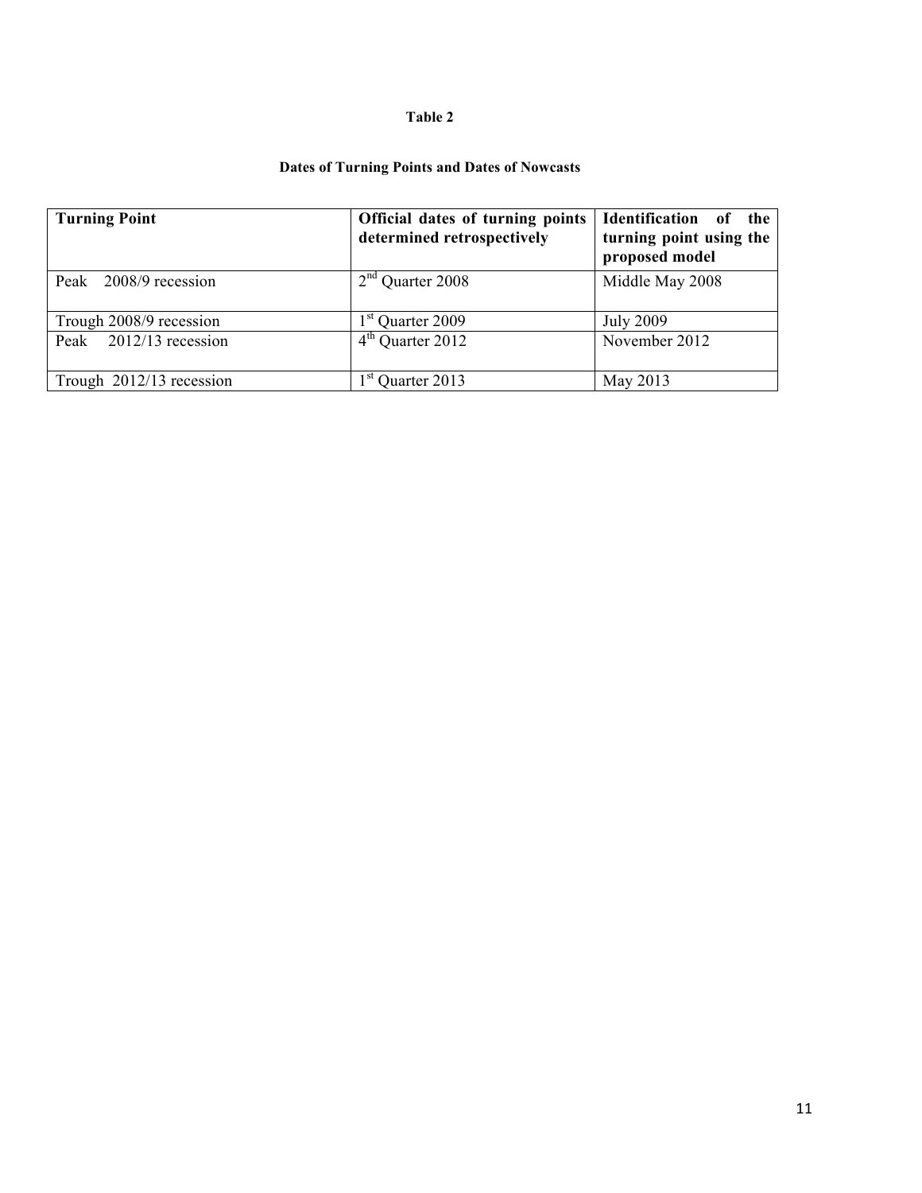**Table 2**

**Dates of Turning Points and Dates of Nowcasts**

| **Turning Point** | **Official dates of turning points determined retrospectively** | **Identification of the turning point using the proposed model** |
|---|---|---|
| Peak 2008/9 recession | 2nd Quarter 2008 | Middle May 2008 |
| Trough 2008/9 recession | 1st Quarter 2009 | July 2009 |
| Peak 2012/13 recession | 4th Quarter 2012 | November 2012 |
| Trough 2012/13 recession | 1st Quarter 2013 | May 2013 |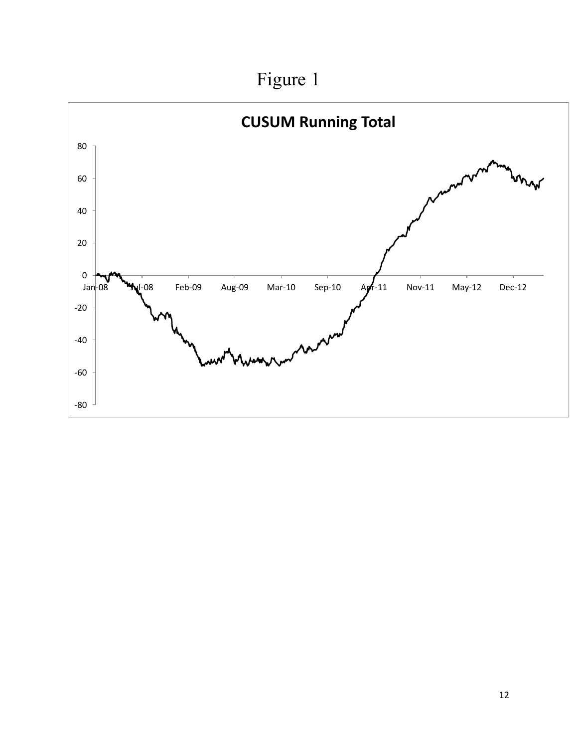Figure 1

**CUSUM Running Total**

80

60

40

20

0

-20

-40

-60

-80

Jan-08 Jul-08 Feb-09 Aug-09 Mar-10 Sep-10 Apr-11 Nov-11 May-12 Dec-12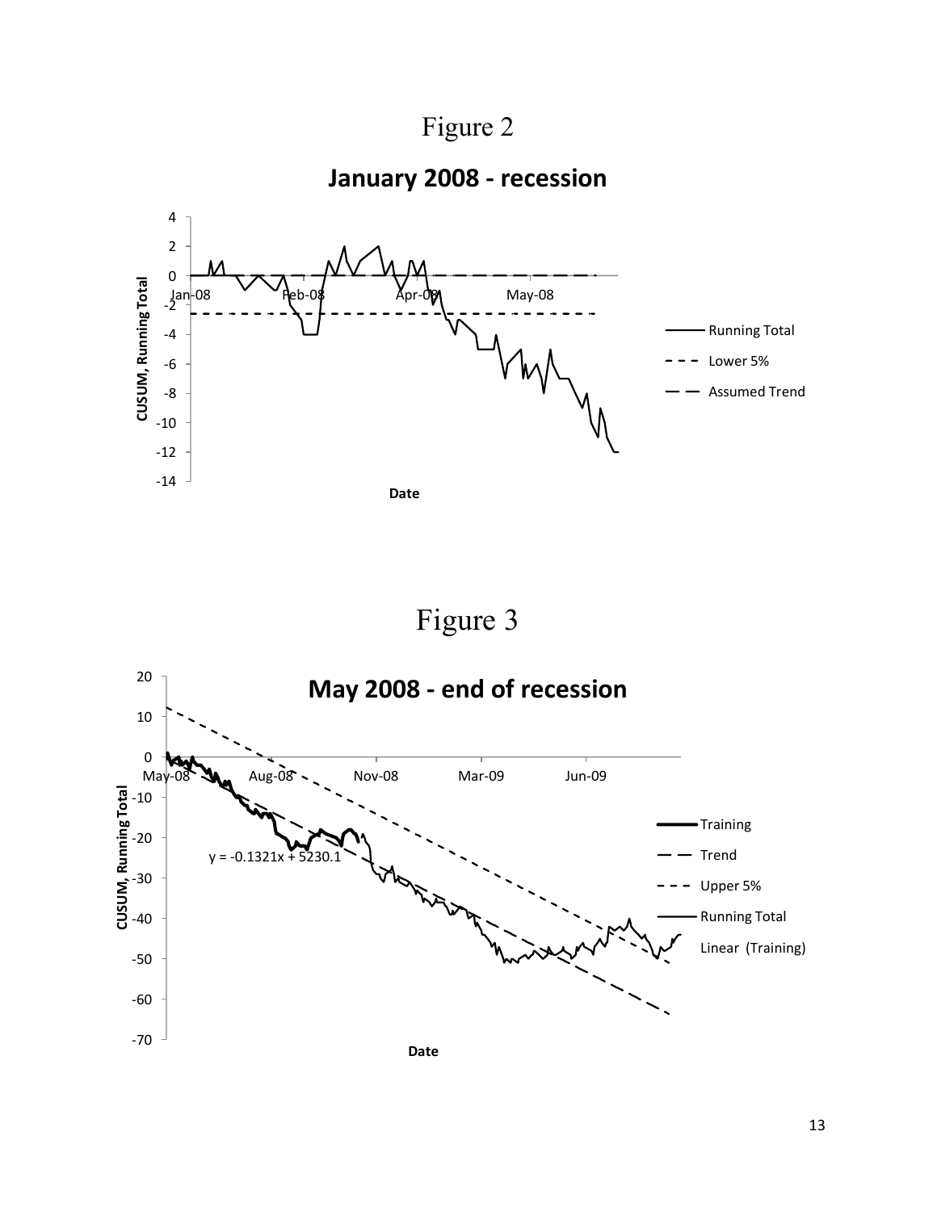Figure 2

Figure 3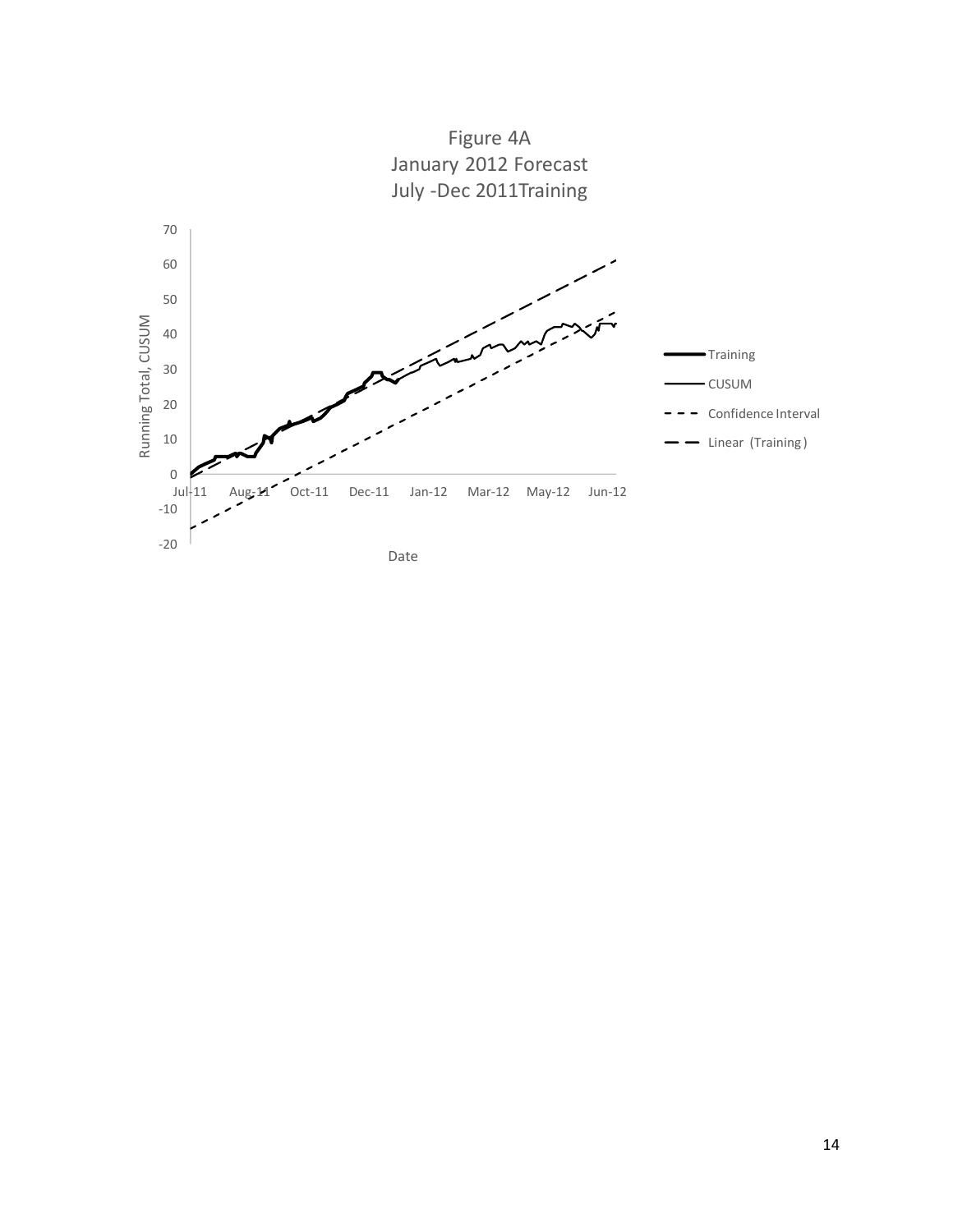Figure 4A
January 2012 Forecast
July -Dec 2011Training

Running Total, CUSUM

Date

Training

CUSUM

Confidence Interval

Linear (Training)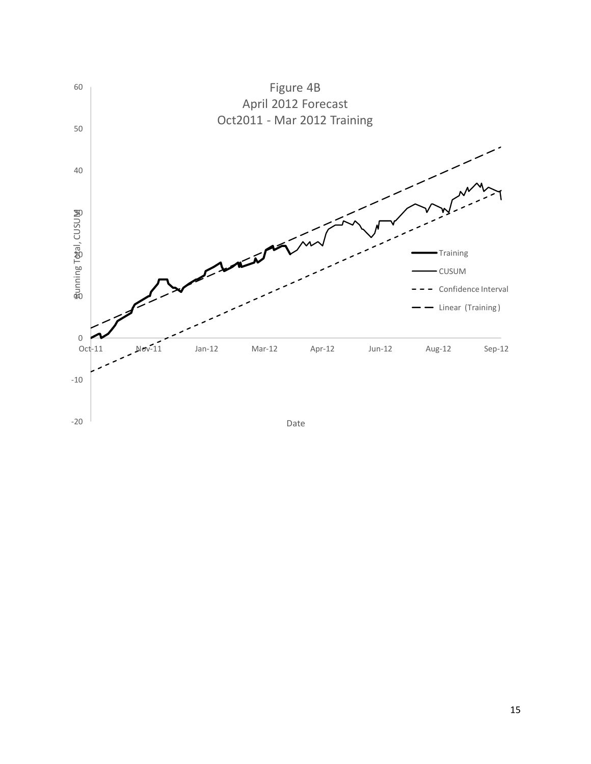Figure 4B
April 2012 Forecast
Oct2011 - Mar 2012 Training

Running Total, CUSUM

Date

Training
CUSUM
Confidence Interval
Linear (Training)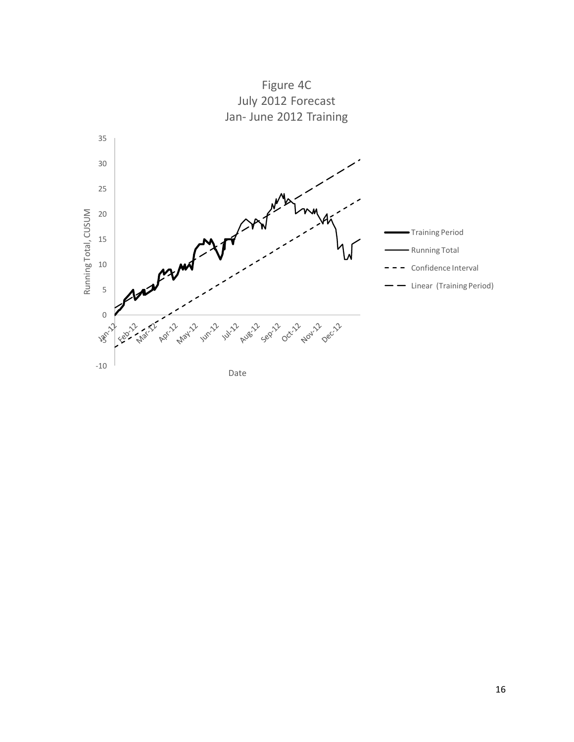Figure 4C
July 2012 Forecast
Jan- June 2012 Training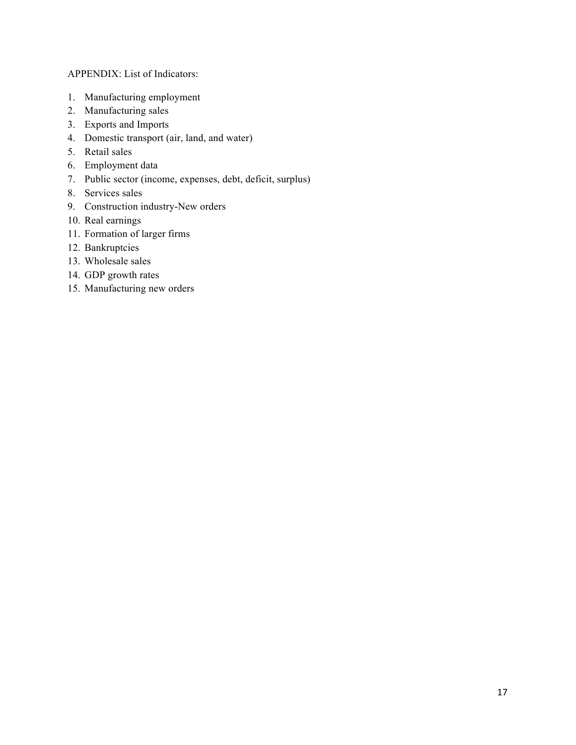APPENDIX: List of Indicators:

1. Manufacturing employment
2. Manufacturing sales
3. Exports and Imports
4. Domestic transport (air, land, and water)
5. Retail sales
6. Employment data
7. Public sector (income, expenses, debt, deficit, surplus)
8. Services sales
9. Construction industry-New orders
10. Real earnings
11. Formation of larger firms
12. Bankruptcies
13. Wholesale sales
14. GDP growth rates
15. Manufacturing new orders